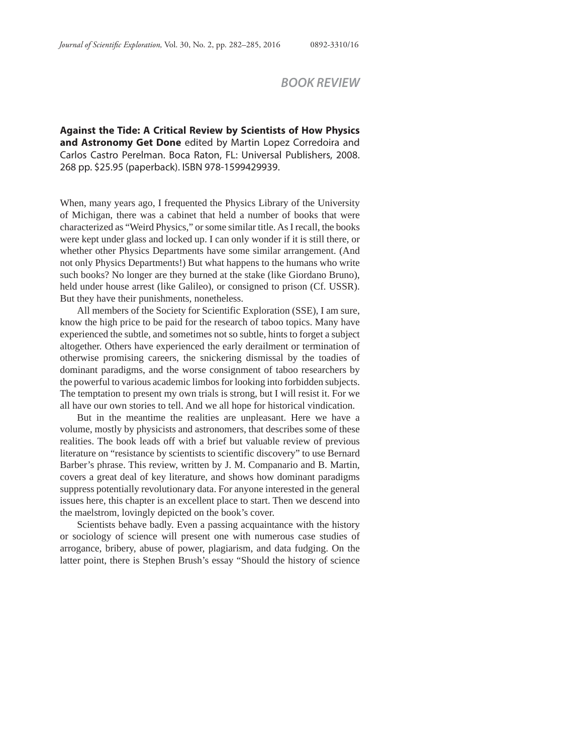## BOOK REVIEW

**Against the Tide: A Critical Review by Scientists of How Physics and Astronomy Get Done** edited by Martin Lopez Corredoira and Carlos Castro Perelman. Boca Raton, FL: Universal Publishers, 2008. 268 pp. $25.95 (paperback). ISBN 978-1599429939.

When, many years ago, I frequented the Physics Library of the University of Michigan, there was a cabinet that held a number of books that were characterized as "Weird Physics," or some similar title. As I recall, the books were kept under glass and locked up. I can only wonder if it is still there, or whether other Physics Departments have some similar arrangement. (And not only Physics Departments!) But what happens to the humans who write such books? No longer are they burned at the stake (like Giordano Bruno), held under house arrest (like Galileo), or consigned to prison (Cf. USSR). But they have their punishments, nonetheless.

All members of the Society for Scientific Exploration (SSE), I am sure, know the high price to be paid for the research of taboo topics. Many have experienced the subtle, and sometimes not so subtle, hints to forget a subject altogether. Others have experienced the early derailment or termination of otherwise promising careers, the snickering dismissal by the toadies of dominant paradigms, and the worse consignment of taboo researchers by the powerful to various academic limbos for looking into forbidden subjects. The temptation to present my own trials is strong, but I will resist it. For we all have our own stories to tell. And we all hope for historical vindication.

But in the meantime the realities are unpleasant. Here we have a volume, mostly by physicists and astronomers, that describes some of these realities. The book leads off with a brief but valuable review of previous literature on "resistance by scientists to scientific discovery" to use Bernard Barber's phrase. This review, written by J. M. Companario and B. Martin, covers a great deal of key literature, and shows how dominant paradigms suppress potentially revolutionary data. For anyone interested in the general issues here, this chapter is an excellent place to start. Then we descend into the maelstrom, lovingly depicted on the book's cover.

Scientists behave badly. Even a passing acquaintance with the history or sociology of science will present one with numerous case studies of arrogance, bribery, abuse of power, plagiarism, and data fudging. On the latter point, there is Stephen Brush's essay "Should the history of science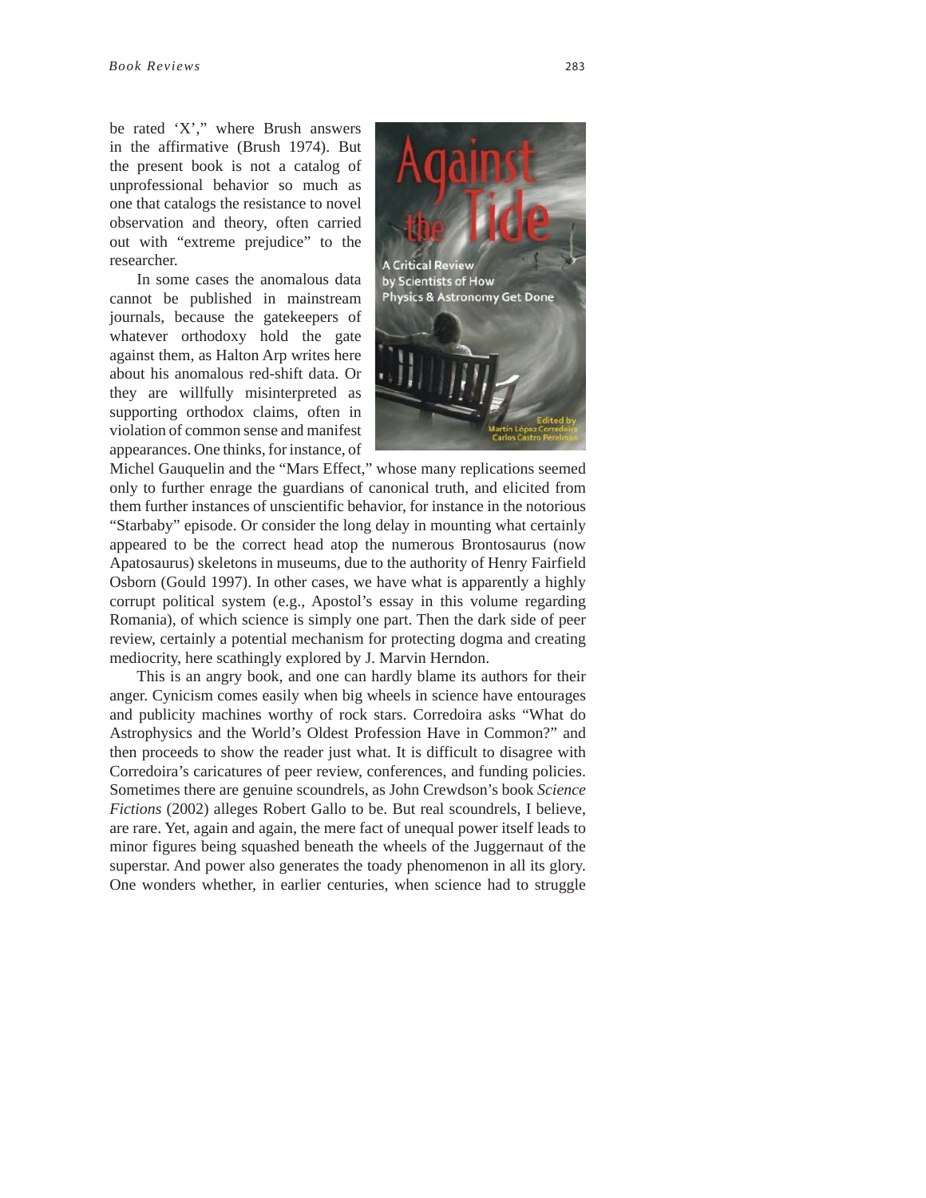be rated 'X'," where Brush answers in the affirmative (Brush 1974). But the present book is not a catalog of unprofessional behavior so much as one that catalogs the resistance to novel observation and theory, often carried out with "extreme prejudice" to the researcher.

In some cases the anomalous data cannot be published in mainstream journals, because the gatekeepers of whatever orthodoxy hold the gate against them, as Halton Arp writes here about his anomalous red-shift data. Or they are willfully misinterpreted as supporting orthodox claims, often in violation of common sense and manifest appearances. One thinks, for instance, of Michel Gauquelin and the "Mars Effect," whose many replications seemed only to further enrage the guardians of canonical truth, and elicited from them further instances of unscientific behavior, for instance in the notorious "Starbaby" episode. Or consider the long delay in mounting what certainly appeared to be the correct head atop the numerous Brontosaurus (now Apatosaurus) skeletons in museums, due to the authority of Henry Fairfield Osborn (Gould 1997). In other cases, we have what is apparently a highly corrupt political system (e.g., Apostol's essay in this volume regarding Romania), of which science is simply one part. Then the dark side of peer review, certainly a potential mechanism for protecting dogma and creating mediocrity, here scathingly explored by J. Marvin Herndon.

This is an angry book, and one can hardly blame its authors for their anger. Cynicism comes easily when big wheels in science have entourages and publicity machines worthy of rock stars. Corredoira asks "What do Astrophysics and the World's Oldest Profession Have in Common?" and then proceeds to show the reader just what. It is difficult to disagree with Corredoira's caricatures of peer review, conferences, and funding policies. Sometimes there are genuine scoundrels, as John Crewdson's book *Science Fictions* (2002) alleges Robert Gallo to be. But real scoundrels, I believe, are rare. Yet, again and again, the mere fact of unequal power itself leads to minor figures being squashed beneath the wheels of the Juggernaut of the superstar. And power also generates the toady phenomenon in all its glory. One wonders whether, in earlier centuries, when science had to struggle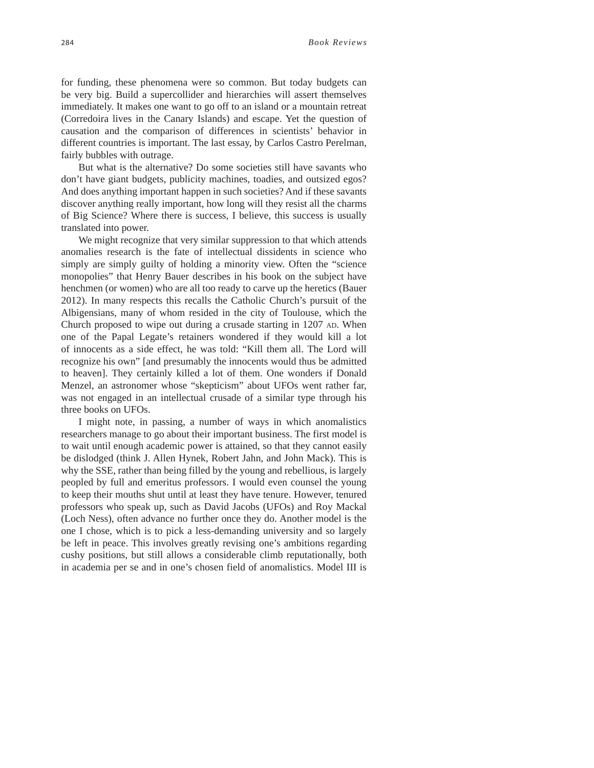for funding, these phenomena were so common. But today budgets can be very big. Build a supercollider and hierarchies will assert themselves immediately. It makes one want to go off to an island or a mountain retreat (Corredoira lives in the Canary Islands) and escape. Yet the question of causation and the comparison of differences in scientists' behavior in different countries is important. The last essay, by Carlos Castro Perelman, fairly bubbles with outrage.

But what is the alternative? Do some societies still have savants who don't have giant budgets, publicity machines, toadies, and outsized egos? And does anything important happen in such societies? And if these savants discover anything really important, how long will they resist all the charms of Big Science? Where there is success, I believe, this success is usually translated into power.

We might recognize that very similar suppression to that which attends anomalies research is the fate of intellectual dissidents in science who simply are simply guilty of holding a minority view. Often the "science monopolies" that Henry Bauer describes in his book on the subject have henchmen (or women) who are all too ready to carve up the heretics (Bauer 2012). In many respects this recalls the Catholic Church's pursuit of the Albigensians, many of whom resided in the city of Toulouse, which the Church proposed to wipe out during a crusade starting in 1207 AD. When one of the Papal Legate's retainers wondered if they would kill a lot of innocents as a side effect, he was told: "Kill them all. The Lord will recognize his own" [and presumably the innocents would thus be admitted to heaven]. They certainly killed a lot of them. One wonders if Donald Menzel, an astronomer whose "skepticism" about UFOs went rather far, was not engaged in an intellectual crusade of a similar type through his three books on UFOs.

I might note, in passing, a number of ways in which anomalistics researchers manage to go about their important business. The first model is to wait until enough academic power is attained, so that they cannot easily be dislodged (think J. Allen Hynek, Robert Jahn, and John Mack). This is why the SSE, rather than being filled by the young and rebellious, is largely peopled by full and emeritus professors. I would even counsel the young to keep their mouths shut until at least they have tenure. However, tenured professors who speak up, such as David Jacobs (UFOs) and Roy Mackal (Loch Ness), often advance no further once they do. Another model is the one I chose, which is to pick a less-demanding university and so largely be left in peace. This involves greatly revising one's ambitions regarding cushy positions, but still allows a considerable climb reputationally, both in academia per se and in one's chosen field of anomalistics. Model III is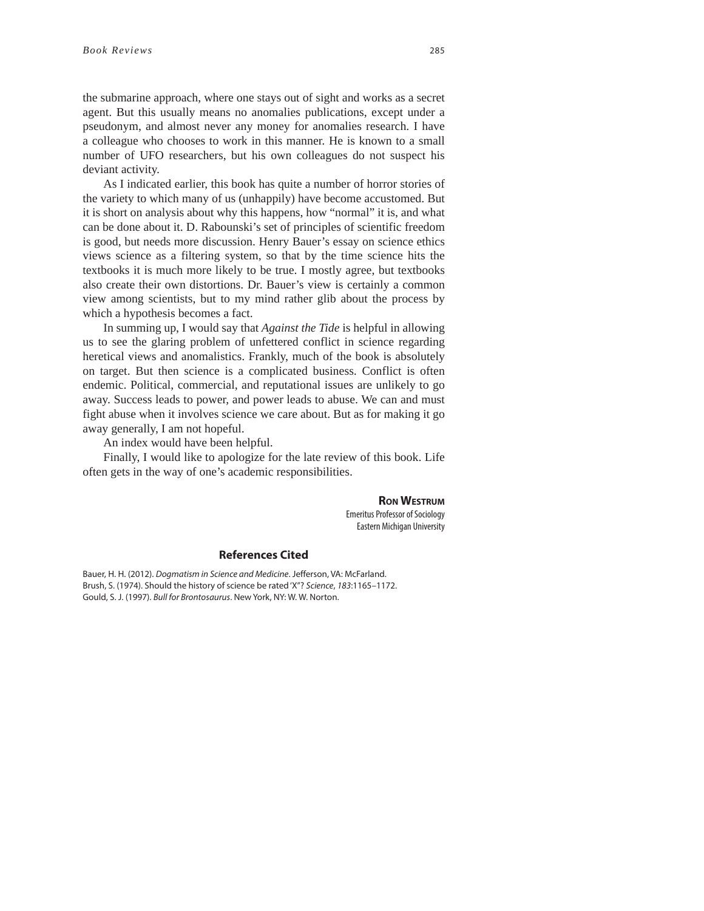the submarine approach, where one stays out of sight and works as a secret agent. But this usually means no anomalies publications, except under a pseudonym, and almost never any money for anomalies research. I have a colleague who chooses to work in this manner. He is known to a small number of UFO researchers, but his own colleagues do not suspect his deviant activity.

As I indicated earlier, this book has quite a number of horror stories of the variety to which many of us (unhappily) have become accustomed. But it is short on analysis about why this happens, how "normal" it is, and what can be done about it. D. Rabounski's set of principles of scientific freedom is good, but needs more discussion. Henry Bauer's essay on science ethics views science as a filtering system, so that by the time science hits the textbooks it is much more likely to be true. I mostly agree, but textbooks also create their own distortions. Dr. Bauer's view is certainly a common view among scientists, but to my mind rather glib about the process by which a hypothesis becomes a fact.

In summing up, I would say that *Against the Tide* is helpful in allowing us to see the glaring problem of unfettered conflict in science regarding heretical views and anomalistics. Frankly, much of the book is absolutely on target. But then science is a complicated business. Conflict is often endemic. Political, commercial, and reputational issues are unlikely to go away. Success leads to power, and power leads to abuse. We can and must fight abuse when it involves science we care about. But as for making it go away generally, I am not hopeful.

An index would have been helpful.

Finally, I would like to apologize for the late review of this book. Life often gets in the way of one's academic responsibilities.

**Ron Westrum**
Emeritus Professor of Sociology
Eastern Michigan University

## References Cited

Bauer, H. H. (2012). *Dogmatism in Science and Medicine*. Jefferson, VA: McFarland.
Brush, S. (1974). Should the history of science be rated 'X"? *Science*, *183*:1165–1172.
Gould, S. J. (1997). *Bull for Brontosaurus*. New York, NY: W. W. Norton.